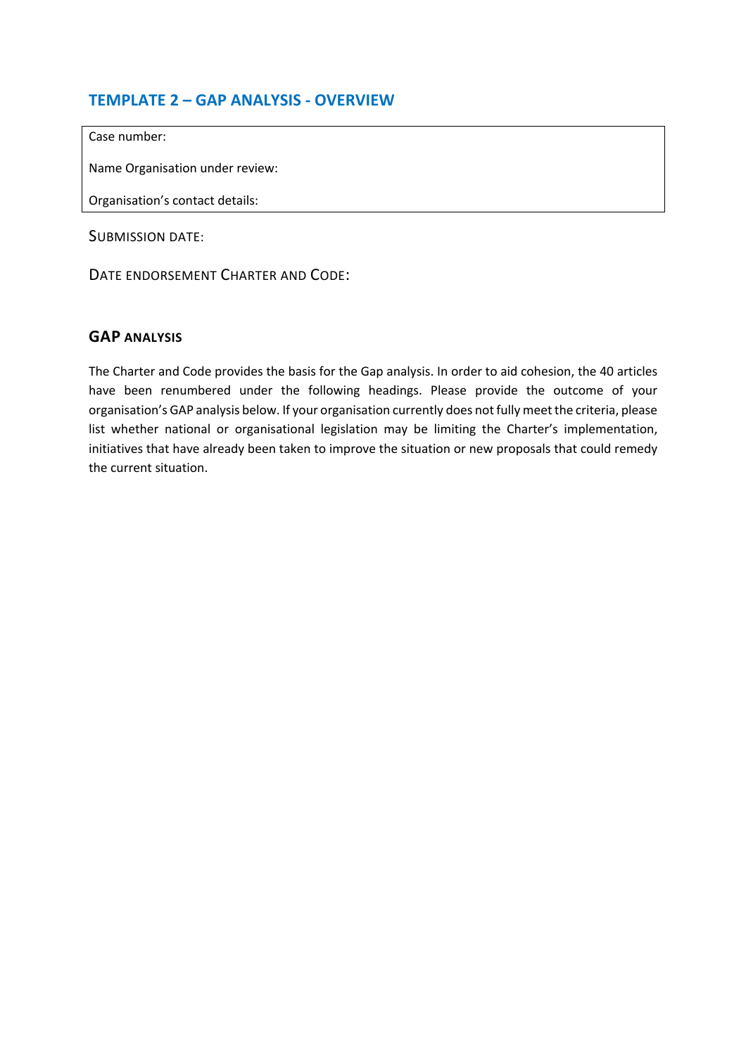## TEMPLATE 2 – GAP ANALYSIS - OVERVIEW

| Case number: |
|---|
| Name Organisation under review: |
| Organisation's contact details: |

SUBMISSION DATE:

DATE ENDORSEMENT CHARTER AND CODE:

### GAP ANALYSIS

The Charter and Code provides the basis for the Gap analysis. In order to aid cohesion, the 40 articles have been renumbered under the following headings. Please provide the outcome of your organisation's GAP analysis below. If your organisation currently does not fully meet the criteria, please list whether national or organisational legislation may be limiting the Charter's implementation, initiatives that have already been taken to improve the situation or new proposals that could remedy the current situation.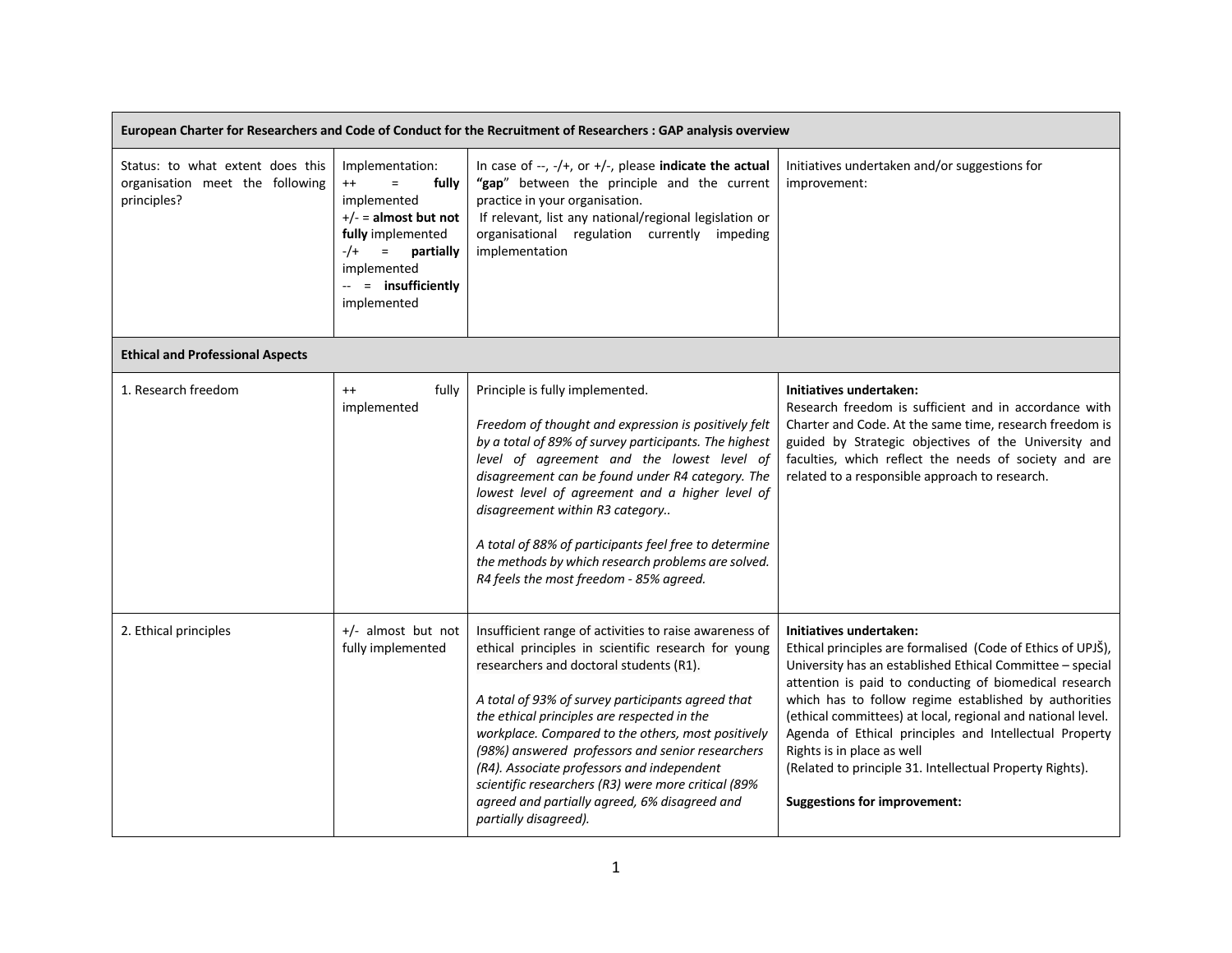| European Charter for Researchers and Code of Conduct for the Recruitment of Researchers : GAP analysis overview | | | |
|---|---|---|---|
| Status: to what extent does this organisation meet the following principles? | Implementation:<br>++ = **fully** implemented<br>+/- = **almost but not fully** implemented<br>-/+ = **partially** implemented<br>-- = **insufficiently** implemented | In case of --, -/+, or +/-, please **indicate the actual "gap**" between the principle and the current practice in your organisation.<br>If relevant, list any national/regional legislation or organisational regulation currently impeding implementation | Initiatives undertaken and/or suggestions for improvement: |
| **Ethical and Professional Aspects** | | | |
| 1. Research freedom | ++ fully implemented | Principle is fully implemented.<br><br>*Freedom of thought and expression is positively felt by a total of 89% of survey participants. The highest level of agreement and the lowest level of disagreement can be found under R4 category. The lowest level of agreement and a higher level of disagreement within R3 category..*<br><br>*A total of 88% of participants feel free to determine the methods by which research problems are solved. R4 feels the most freedom - 85% agreed.* | **Initiatives undertaken:**<br>Research freedom is sufficient and in accordance with Charter and Code. At the same time, research freedom is guided by Strategic objectives of the University and faculties, which reflect the needs of society and are related to a responsible approach to research. |
| 2. Ethical principles | +/- almost but not fully implemented | Insufficient range of activities to raise awareness of ethical principles in scientific research for young researchers and doctoral students (R1).<br><br>*A total of 93% of survey participants agreed that the ethical principles are respected in the workplace. Compared to the others, most positively (98%) answered professors and senior researchers (R4). Associate professors and independent scientific researchers (R3) were more critical (89% agreed and partially agreed, 6% disagreed and partially disagreed).* | **Initiatives undertaken:**<br>Ethical principles are formalised (Code of Ethics of UPJŠ), University has an established Ethical Committee – special attention is paid to conducting of biomedical research which has to follow regime established by authorities (ethical committees) at local, regional and national level. Agenda of Ethical principles and Intellectual Property Rights is in place as well<br>(Related to principle 31. Intellectual Property Rights).<br><br>**Suggestions for improvement:** |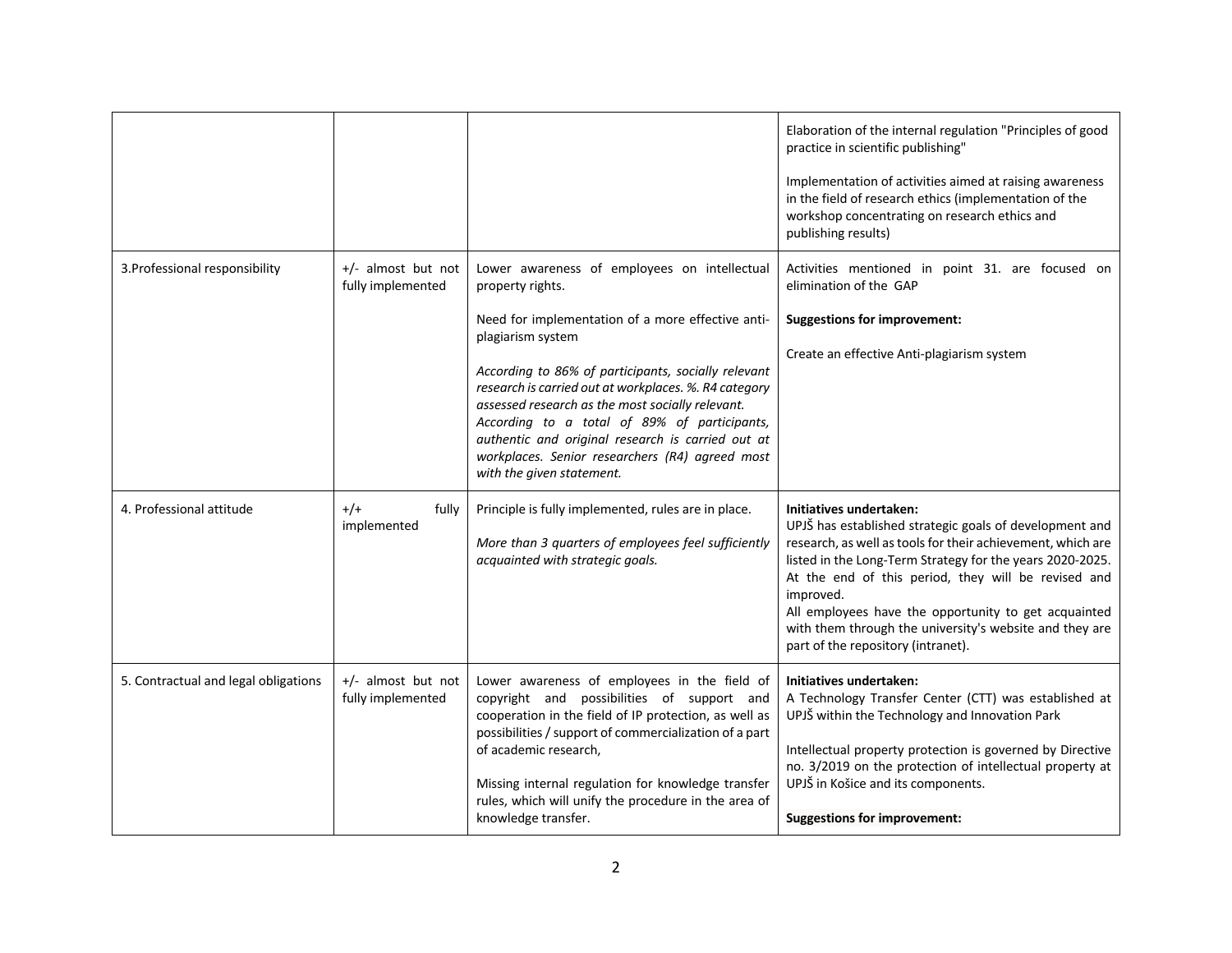| | | | |
|---|---|---|---|
| | | | Elaboration of the internal regulation "Principles of good practice in scientific publishing"<br><br>Implementation of activities aimed at raising awareness in the field of research ethics (implementation of the workshop concentrating on research ethics and publishing results) |
| 3.Professional responsibility | +/- almost but not fully implemented | Lower awareness of employees on intellectual property rights.<br><br>Need for implementation of a more effective anti-plagiarism system<br><br>*According to 86% of participants, socially relevant research is carried out at workplaces. %. R4 category assessed research as the most socially relevant. According to a total of 89% of participants, authentic and original research is carried out at workplaces. Senior researchers (R4) agreed most with the given statement.* | Activities mentioned in point 31. are focused on elimination of the GAP<br><br>**Suggestions for improvement:**<br><br>Create an effective Anti-plagiarism system |
| 4. Professional attitude | +/+ fully implemented | Principle is fully implemented, rules are in place.<br><br>*More than 3 quarters of employees feel sufficiently acquainted with strategic goals.* | **Initiatives undertaken:**<br>UPJŠ has established strategic goals of development and research, as well as tools for their achievement, which are listed in the Long-Term Strategy for the years 2020-2025. At the end of this period, they will be revised and improved.<br>All employees have the opportunity to get acquainted with them through the university's website and they are part of the repository (intranet). |
| 5. Contractual and legal obligations | +/- almost but not fully implemented | Lower awareness of employees in the field of copyright and possibilities of support and cooperation in the field of IP protection, as well as possibilities / support of commercialization of a part of academic research,<br><br>Missing internal regulation for knowledge transfer rules, which will unify the procedure in the area of knowledge transfer. | **Initiatives undertaken:**<br>A Technology Transfer Center (CTT) was established at UPJŠ within the Technology and Innovation Park<br><br>Intellectual property protection is governed by Directive no. 3/2019 on the protection of intellectual property at UPJŠ in Košice and its components.<br><br>**Suggestions for improvement:** |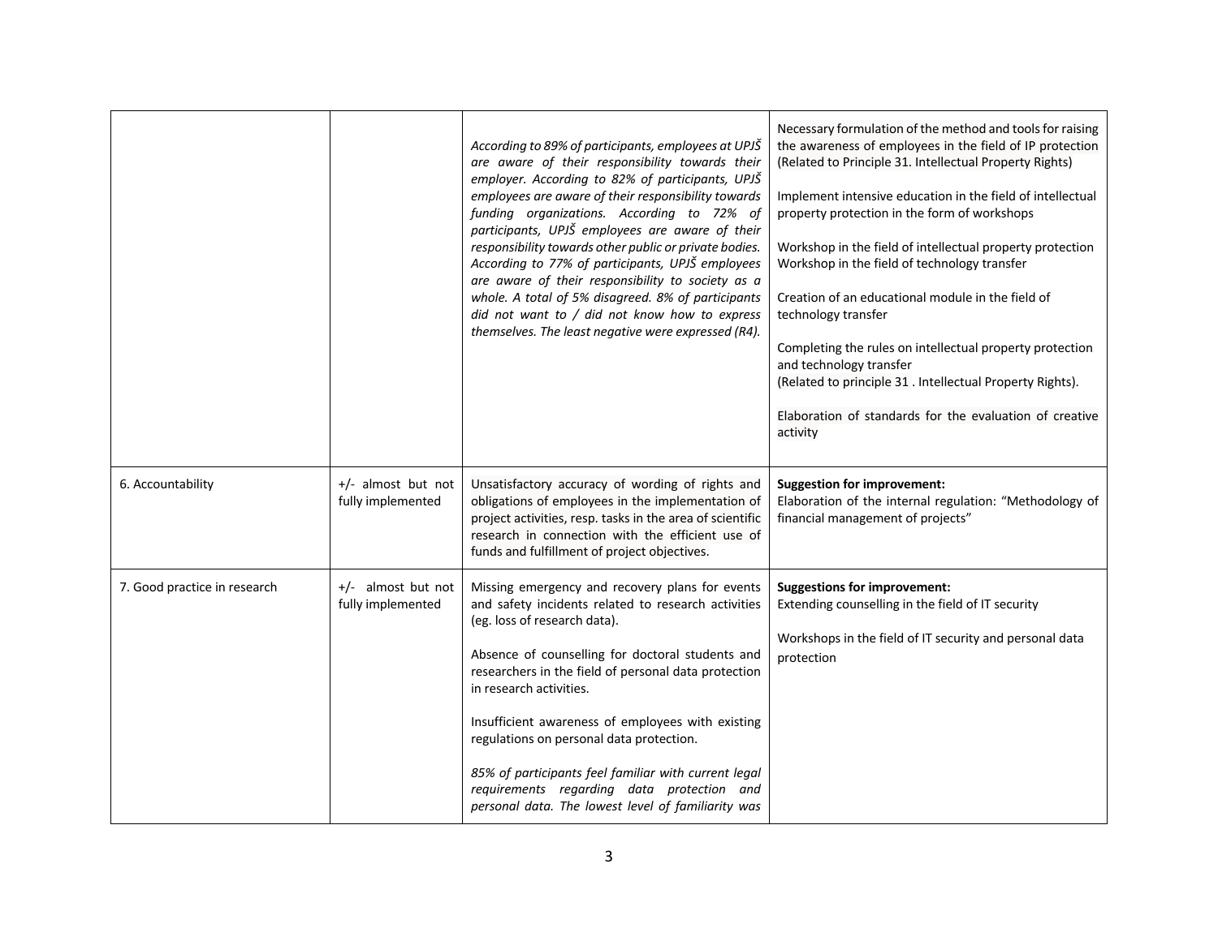| | | | |
|---|---|---|---|
| | | *According to 89% of participants, employees at UPJŠ are aware of their responsibility towards their employer. According to 82% of participants, UPJŠ employees are aware of their responsibility towards funding organizations. According to 72% of participants, UPJŠ employees are aware of their responsibility towards other public or private bodies. According to 77% of participants, UPJŠ employees are aware of their responsibility to society as a whole. A total of 5% disagreed. 8% of participants did not want to / did not know how to express themselves. The least negative were expressed (R4).* | Necessary formulation of the method and tools for raising the awareness of employees in the field of IP protection (Related to Principle 31. Intellectual Property Rights)<br><br>Implement intensive education in the field of intellectual property protection in the form of workshops<br><br>Workshop in the field of intellectual property protection<br>Workshop in the field of technology transfer<br><br>Creation of an educational module in the field of technology transfer<br><br>Completing the rules on intellectual property protection and technology transfer<br>(Related to principle 31 . Intellectual Property Rights).<br><br>Elaboration of standards for the evaluation of creative activity |
| 6. Accountability | +/- almost but not fully implemented | Unsatisfactory accuracy of wording of rights and obligations of employees in the implementation of project activities, resp. tasks in the area of scientific research in connection with the efficient use of funds and fulfillment of project objectives. | **Suggestion for improvement:**<br>Elaboration of the internal regulation: "Methodology of financial management of projects" |
| 7. Good practice in research | +/- almost but not fully implemented | Missing emergency and recovery plans for events and safety incidents related to research activities (eg. loss of research data).<br><br>Absence of counselling for doctoral students and researchers in the field of personal data protection in research activities.<br><br>Insufficient awareness of employees with existing regulations on personal data protection.<br><br>*85% of participants feel familiar with current legal requirements regarding data protection and personal data. The lowest level of familiarity was* | **Suggestions for improvement:**<br>Extending counselling in the field of IT security<br><br>Workshops in the field of IT security and personal data protection |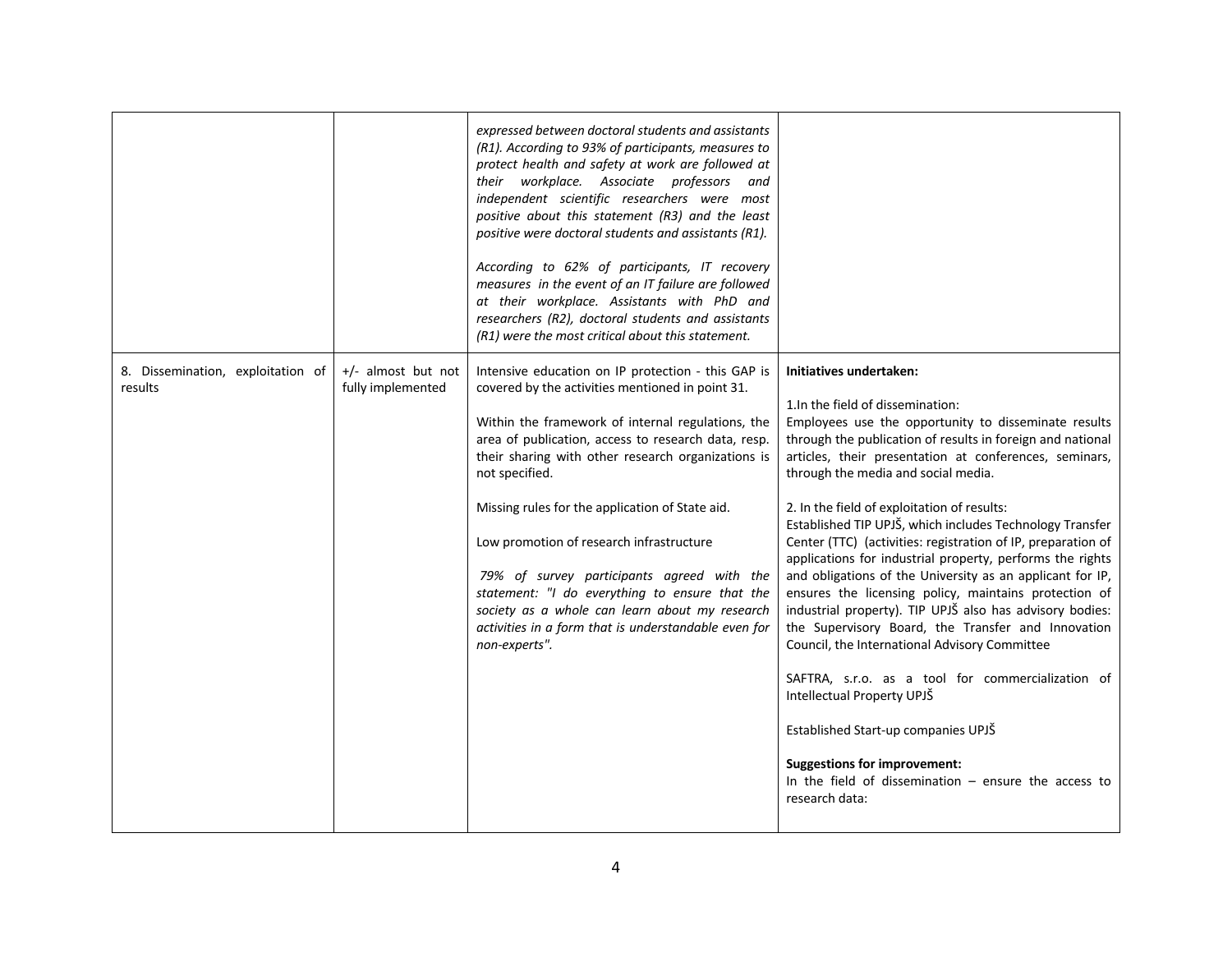| | | | |
|---|---|---|---|
| | | *expressed between doctoral students and assistants (R1). According to 93% of participants, measures to protect health and safety at work are followed at their workplace. Associate professors and independent scientific researchers were most positive about this statement (R3) and the least positive were doctoral students and assistants (R1).*<br><br>*According to 62% of participants, IT recovery measures in the event of an IT failure are followed at their workplace. Assistants with PhD and researchers (R2), doctoral students and assistants (R1) were the most critical about this statement.* | |
| 8. Dissemination, exploitation of results | +/- almost but not fully implemented | Intensive education on IP protection - this GAP is covered by the activities mentioned in point 31.<br><br>Within the framework of internal regulations, the area of publication, access to research data, resp. their sharing with other research organizations is not specified.<br><br>Missing rules for the application of State aid.<br><br>Low promotion of research infrastructure<br><br>*79% of survey participants agreed with the statement: "I do everything to ensure that the society as a whole can learn about my research activities in a form that is understandable even for non-experts".* | **Initiatives undertaken:**<br><br>1.In the field of dissemination:<br>Employees use the opportunity to disseminate results through the publication of results in foreign and national articles, their presentation at conferences, seminars, through the media and social media.<br><br>2. In the field of exploitation of results:<br>Established TIP UPJŠ, which includes Technology Transfer Center (TTC) (activities: registration of IP, preparation of applications for industrial property, performs the rights and obligations of the University as an applicant for IP, ensures the licensing policy, maintains protection of industrial property). TIP UPJŠ also has advisory bodies: the Supervisory Board, the Transfer and Innovation Council, the International Advisory Committee<br><br>SAFTRA, s.r.o. as a tool for commercialization of Intellectual Property UPJŠ<br><br>Established Start-up companies UPJŠ<br><br>**Suggestions for improvement:**<br>In the field of dissemination – ensure the access to research data: |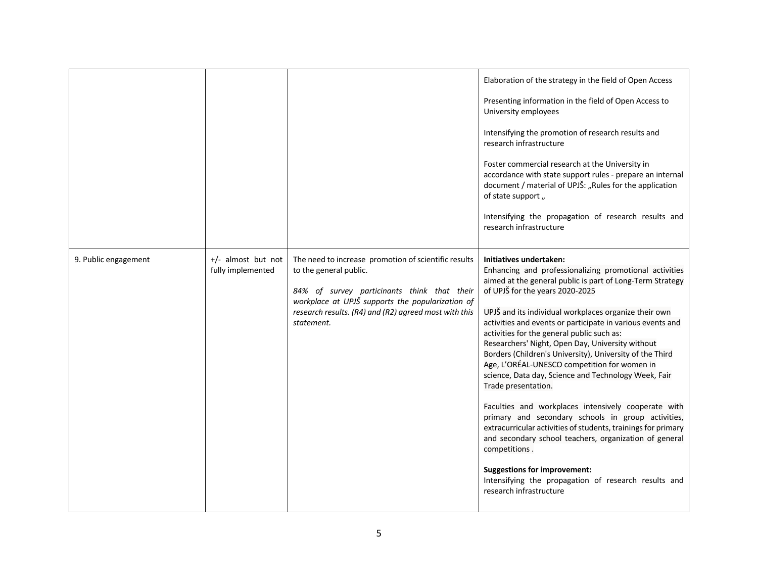| | | | |
|---|---|---|---|
| | | | Elaboration of the strategy in the field of Open Access<br><br>Presenting information in the field of Open Access to University employees<br><br>Intensifying the promotion of research results and research infrastructure<br><br>Foster commercial research at the University in accordance with state support rules - prepare an internal document / material of UPJŠ: „Rules for the application of state support „<br><br>Intensifying the propagation of research results and research infrastructure |
| 9. Public engagement | +/- almost but not fully implemented | The need to increase promotion of scientific results to the general public.<br><br>*84% of survey particinants think that their workplace at UPJŠ supports the popularization of research results. (R4) and (R2) agreed most with this statement.* | **Initiatives undertaken:**<br>Enhancing and professionalizing promotional activities aimed at the general public is part of Long-Term Strategy of UPJŠ for the years 2020-2025<br><br>UPJŠ and its individual workplaces organize their own activities and events or participate in various events and activities for the general public such as:<br>Researchers' Night, Open Day, University without Borders (Children's University), University of the Third Age, L'ORÉAL-UNESCO competition for women in science, Data day, Science and Technology Week, Fair Trade presentation.<br><br>Faculties and workplaces intensively cooperate with primary and secondary schools in group activities, extracurricular activities of students, trainings for primary and secondary school teachers, organization of general competitions .<br><br>**Suggestions for improvement:**<br>Intensifying the propagation of research results and research infrastructure |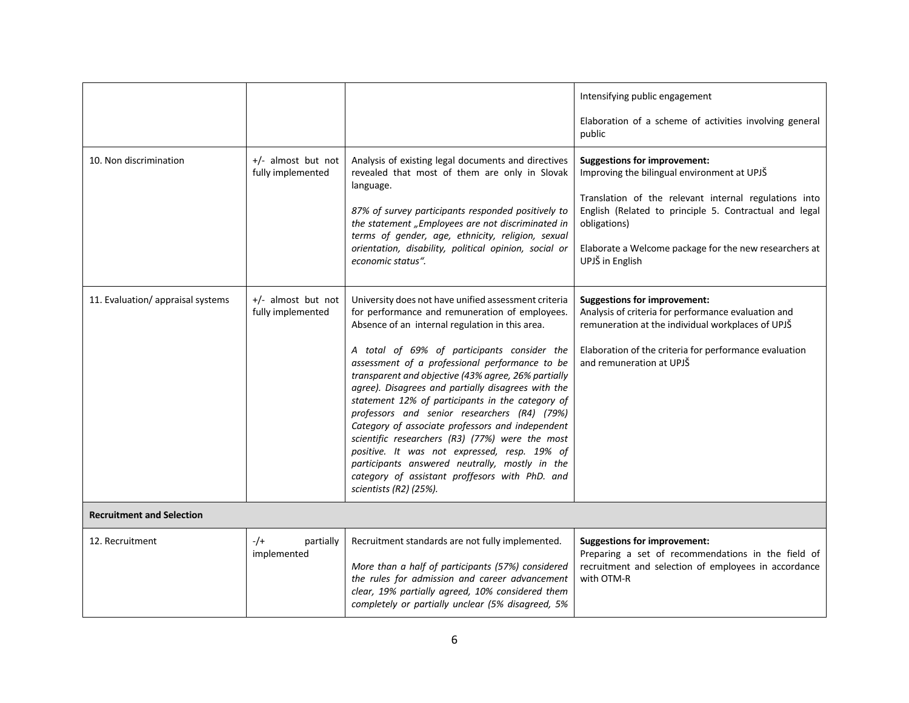| | | | |
|---|---|---|---|
| | | | Intensifying public engagement<br><br>Elaboration of a scheme of activities involving general public |
| 10. Non discrimination | +/- almost but not fully implemented | Analysis of existing legal documents and directives revealed that most of them are only in Slovak language.<br><br>*87% of survey participants responded positively to the statement „Employees are not discriminated in terms of gender, age, ethnicity, religion, sexual orientation, disability, political opinion, social or economic status".* | **Suggestions for improvement:**<br>Improving the bilingual environment at UPJŠ<br><br>Translation of the relevant internal regulations into English (Related to principle 5. Contractual and legal obligations)<br><br>Elaborate a Welcome package for the new researchers at UPJŠ in English |
| 11. Evaluation/ appraisal systems | +/- almost but not fully implemented | University does not have unified assessment criteria for performance and remuneration of employees. Absence of an internal regulation in this area.<br><br>*A total of 69% of participants consider the assessment of a professional performance to be transparent and objective (43% agree, 26% partially agree). Disagrees and partially disagrees with the statement 12% of participants in the category of professors and senior researchers (R4) (79%) Category of associate professors and independent scientific researchers (R3) (77%) were the most positive. It was not expressed, resp. 19% of participants answered neutrally, mostly in the category of assistant proffesors with PhD. and scientists (R2) (25%).* | **Suggestions for improvement:**<br>Analysis of criteria for performance evaluation and remuneration at the individual workplaces of UPJŠ<br><br>Elaboration of the criteria for performance evaluation and remuneration at UPJŠ |
| **Recruitment and Selection** | | | |
| 12. Recruitment | -/+ partially implemented | Recruitment standards are not fully implemented.<br><br>*More than a half of participants (57%) considered the rules for admission and career advancement clear, 19% partially agreed, 10% considered them completely or partially unclear (5% disagreed, 5%* | **Suggestions for improvement:**<br>Preparing a set of recommendations in the field of recruitment and selection of employees in accordance with OTM-R |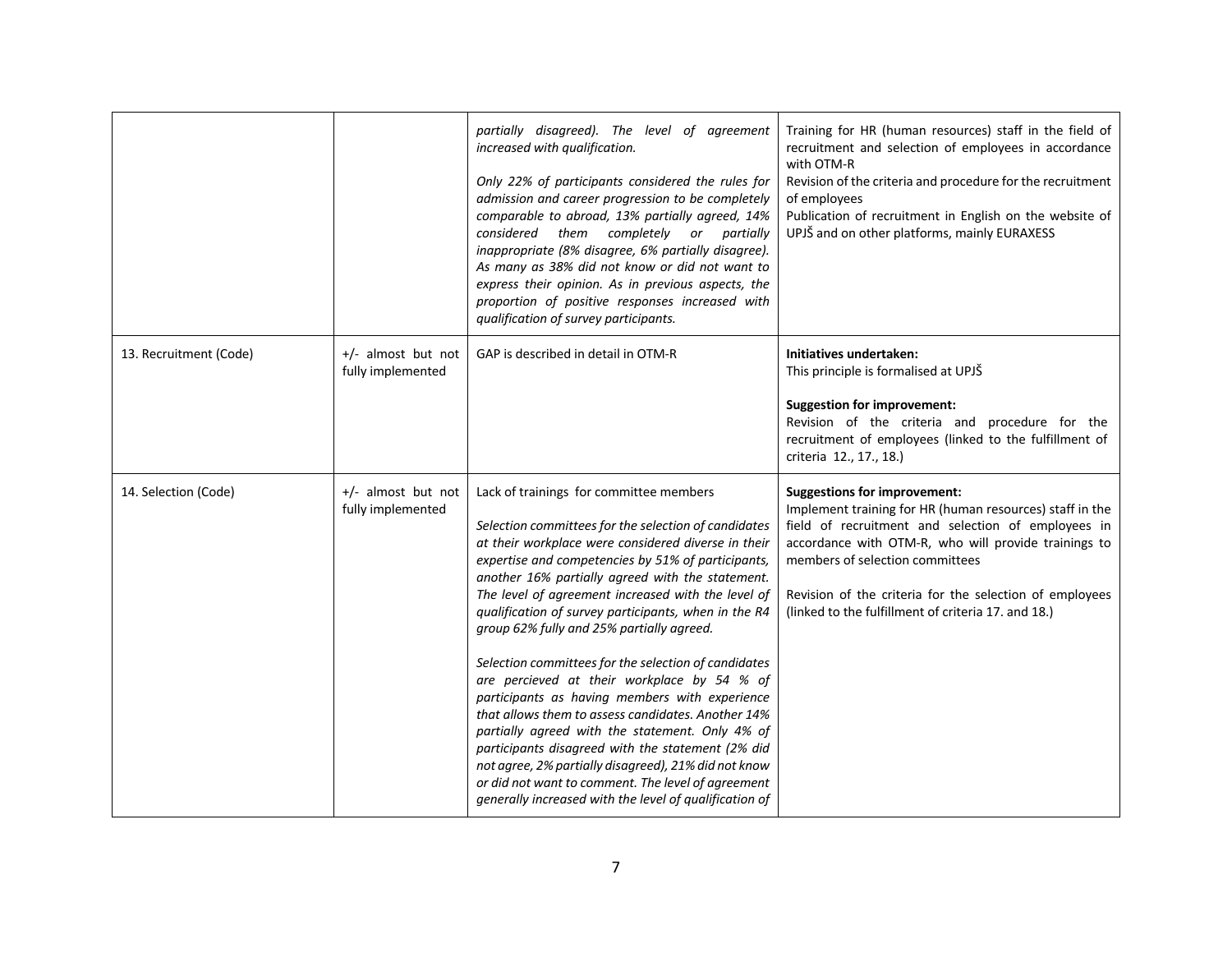| | | | |
|---|---|---|---|
| | | *partially disagreed). The level of agreement increased with qualification.*<br><br>*Only 22% of participants considered the rules for admission and career progression to be completely comparable to abroad, 13% partially agreed, 14% considered them completely or partially inappropriate (8% disagree, 6% partially disagree). As many as 38% did not know or did not want to express their opinion. As in previous aspects, the proportion of positive responses increased with qualification of survey participants.* | Training for HR (human resources) staff in the field of recruitment and selection of employees in accordance with OTM-R<br>Revision of the criteria and procedure for the recruitment of employees<br>Publication of recruitment in English on the website of UPJŠ and on other platforms, mainly EURAXESS |
| 13. Recruitment (Code) | +/- almost but not fully implemented | GAP is described in detail in OTM-R | **Initiatives undertaken:**<br>This principle is formalised at UPJŠ<br><br>**Suggestion for improvement:**<br>Revision of the criteria and procedure for the recruitment of employees (linked to the fulfillment of criteria 12., 17., 18.) |
| 14. Selection (Code) | +/- almost but not fully implemented | Lack of trainings for committee members<br><br>*Selection committees for the selection of candidates at their workplace were considered diverse in their expertise and competencies by 51% of participants, another 16% partially agreed with the statement. The level of agreement increased with the level of qualification of survey participants, when in the R4 group 62% fully and 25% partially agreed.*<br><br>*Selection committees for the selection of candidates are percieved at their workplace by 54 % of participants as having members with experience that allows them to assess candidates. Another 14% partially agreed with the statement. Only 4% of participants disagreed with the statement (2% did not agree, 2% partially disagreed), 21% did not know or did not want to comment. The level of agreement generally increased with the level of qualification of* | **Suggestions for improvement:**<br>Implement training for HR (human resources) staff in the field of recruitment and selection of employees in accordance with OTM-R, who will provide trainings to members of selection committees<br><br>Revision of the criteria for the selection of employees (linked to the fulfillment of criteria 17. and 18.) |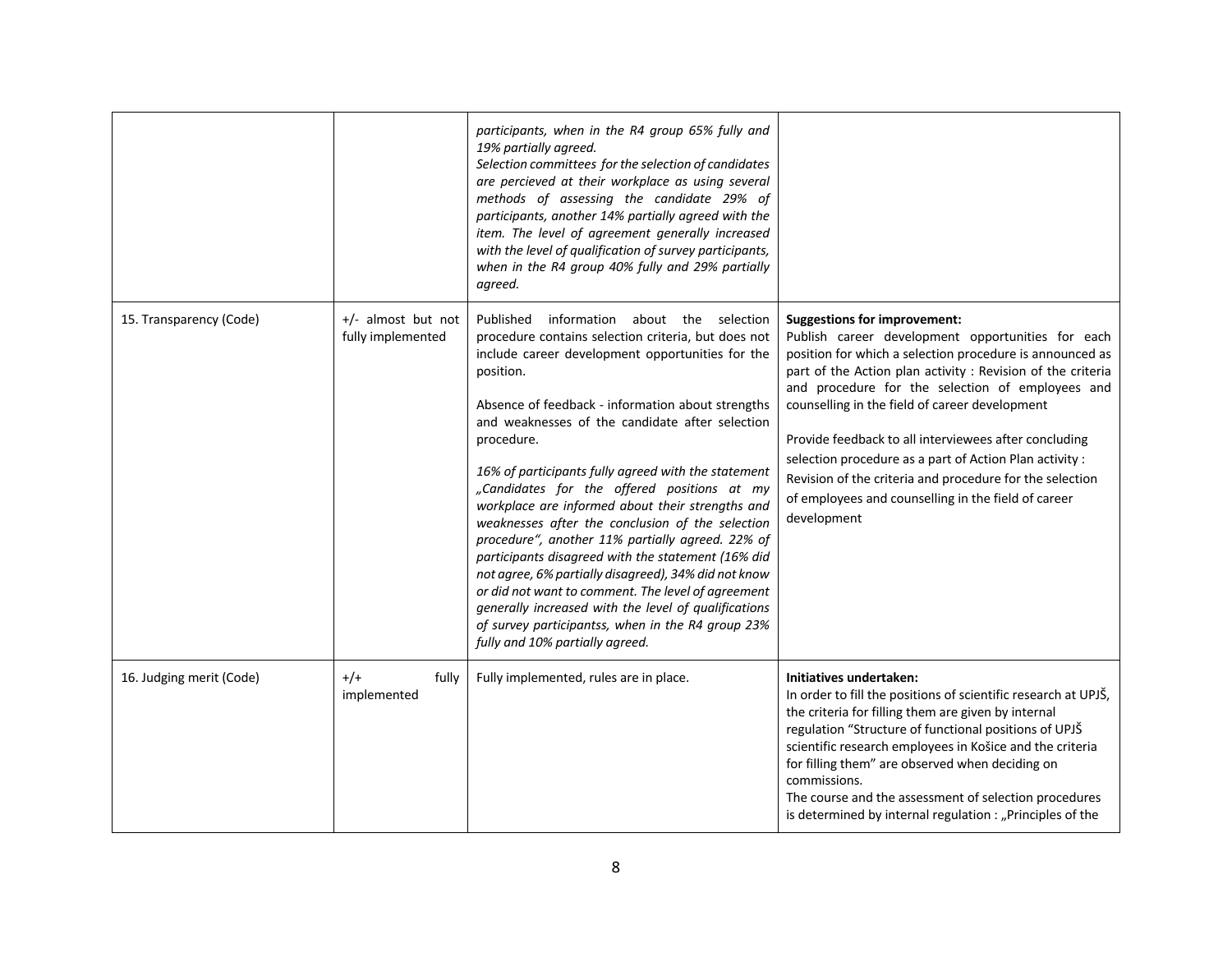| | | | |
|---|---|---|---|
| | | *participants, when in the R4 group 65% fully and 19% partially agreed.*<br>*Selection committees for the selection of candidates are percieved at their workplace as using several methods of assessing the candidate 29% of participants, another 14% partially agreed with the item. The level of agreement generally increased with the level of qualification of survey participants, when in the R4 group 40% fully and 29% partially agreed.* | |
| 15. Transparency (Code) | +/- almost but not fully implemented | Published information about the selection procedure contains selection criteria, but does not include career development opportunities for the position.<br><br>Absence of feedback - information about strengths and weaknesses of the candidate after selection procedure.<br><br>*16% of participants fully agreed with the statement „Candidates for the offered positions at my workplace are informed about their strengths and weaknesses after the conclusion of the selection procedure", another 11% partially agreed. 22% of participants disagreed with the statement (16% did not agree, 6% partially disagreed), 34% did not know or did not want to comment. The level of agreement generally increased with the level of qualifications of survey participantss, when in the R4 group 23% fully and 10% partially agreed.* | **Suggestions for improvement:**<br>Publish career development opportunities for each position for which a selection procedure is announced as part of the Action plan activity : Revision of the criteria and procedure for the selection of employees and counselling in the field of career development<br><br>Provide feedback to all interviewees after concluding selection procedure as a part of Action Plan activity : Revision of the criteria and procedure for the selection of employees and counselling in the field of career development |
| 16. Judging merit (Code) | +/+ fully implemented | Fully implemented, rules are in place. | **Initiatives undertaken:**<br>In order to fill the positions of scientific research at UPJŠ, the criteria for filling them are given by internal regulation "Structure of functional positions of UPJŠ scientific research employees in Košice and the criteria for filling them" are observed when deciding on commissions.<br>The course and the assessment of selection procedures is determined by internal regulation : „Principles of the |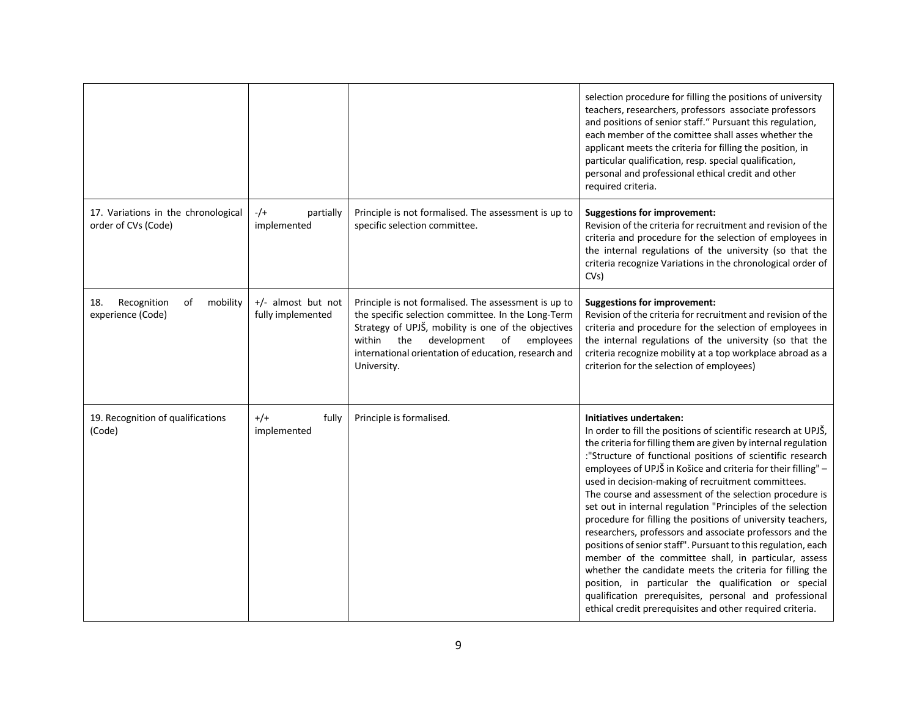| | | | |
|---|---|---|---|
| | | | selection procedure for filling the positions of university teachers, researchers, professors associate professors and positions of senior staff." Pursuant this regulation, each member of the comittee shall asses whether the applicant meets the criteria for filling the position, in particular qualification, resp. special qualification, personal and professional ethical credit and other required criteria. |
| 17. Variations in the chronological order of CVs (Code) | -/+ partially implemented | Principle is not formalised. The assessment is up to specific selection committee. | **Suggestions for improvement:**<br>Revision of the criteria for recruitment and revision of the criteria and procedure for the selection of employees in the internal regulations of the university (so that the criteria recognize Variations in the chronological order of CVs) |
| 18. Recognition of mobility experience (Code) | +/- almost but not fully implemented | Principle is not formalised. The assessment is up to the specific selection committee. In the Long-Term Strategy of UPJŠ, mobility is one of the objectives within the development of employees international orientation of education, research and University. | **Suggestions for improvement:**<br>Revision of the criteria for recruitment and revision of the criteria and procedure for the selection of employees in the internal regulations of the university (so that the criteria recognize mobility at a top workplace abroad as a criterion for the selection of employees) |
| 19. Recognition of qualifications (Code) | +/+ fully implemented | Principle is formalised. | **Initiatives undertaken:**<br>In order to fill the positions of scientific research at UPJŠ, the criteria for filling them are given by internal regulation :"Structure of functional positions of scientific research employees of UPJŠ in Košice and criteria for their filling" – used in decision-making of recruitment committees.<br>The course and assessment of the selection procedure is set out in internal regulation "Principles of the selection procedure for filling the positions of university teachers, researchers, professors and associate professors and the positions of senior staff". Pursuant to this regulation, each member of the committee shall, in particular, assess whether the candidate meets the criteria for filling the position, in particular the qualification or special qualification prerequisites, personal and professional ethical credit prerequisites and other required criteria. |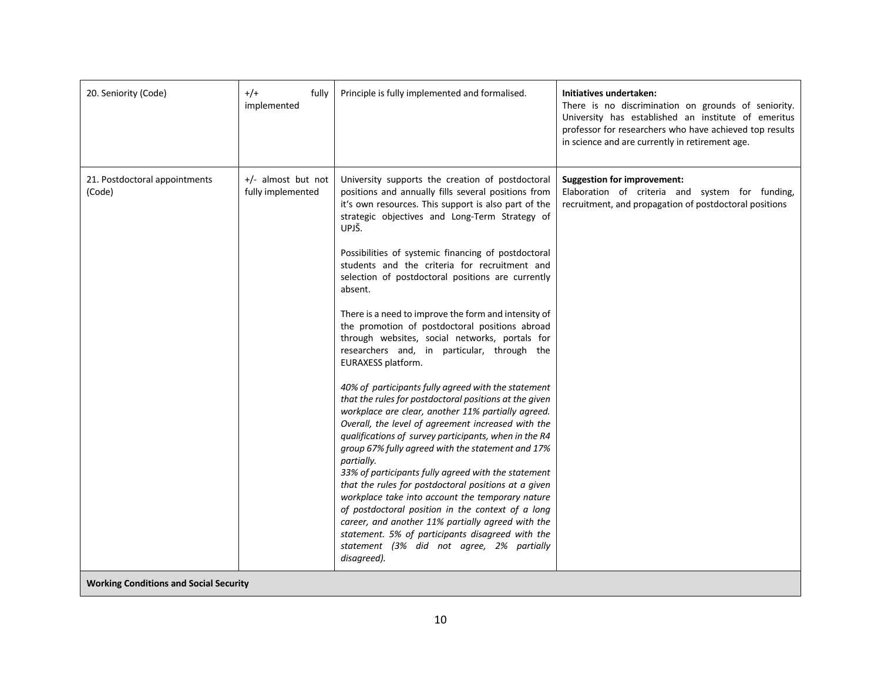| | | | |
|---|---|---|---|
| 20. Seniority (Code) | +/+ fully implemented | Principle is fully implemented and formalised. | **Initiatives undertaken:**<br>There is no discrimination on grounds of seniority. University has established an institute of emeritus professor for researchers who have achieved top results in science and are currently in retirement age. |
| 21. Postdoctoral appointments (Code) | +/- almost but not fully implemented | University supports the creation of postdoctoral positions and annually fills several positions from it's own resources. This support is also part of the strategic objectives and Long-Term Strategy of UPJŠ.<br><br>Possibilities of systemic financing of postdoctoral students and the criteria for recruitment and selection of postdoctoral positions are currently absent.<br><br>There is a need to improve the form and intensity of the promotion of postdoctoral positions abroad through websites, social networks, portals for researchers and, in particular, through the EURAXESS platform.<br><br>*40% of participants fully agreed with the statement that the rules for postdoctoral positions at the given workplace are clear, another 11% partially agreed. Overall, the level of agreement increased with the qualifications of survey participants, when in the R4 group 67% fully agreed with the statement and 17% partially.*<br>*33% of participants fully agreed with the statement that the rules for postdoctoral positions at a given workplace take into account the temporary nature of postdoctoral position in the context of a long career, and another 11% partially agreed with the statement. 5% of participants disagreed with the statement (3% did not agree, 2% partially disagreed).* | **Suggestion for improvement:**<br>Elaboration of criteria and system for funding, recruitment, and propagation of postdoctoral positions |
| **Working Conditions and Social Security** | | | |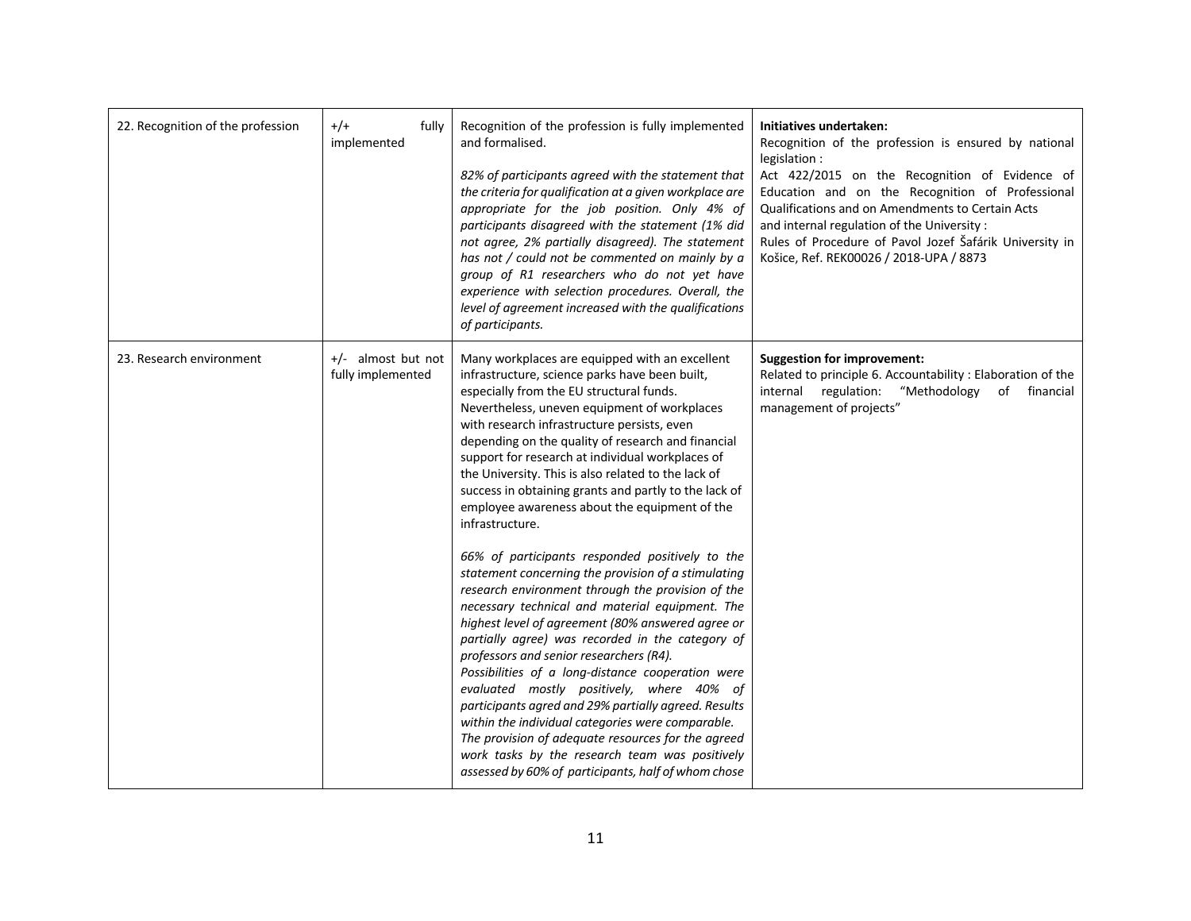| 22. Recognition of the profession | +/+ fully implemented | Recognition of the profession is fully implemented and formalised.<br><br>*82% of participants agreed with the statement that the criteria for qualification at a given workplace are appropriate for the job position. Only 4% of participants disagreed with the statement (1% did not agree, 2% partially disagreed). The statement has not / could not be commented on mainly by a group of R1 researchers who do not yet have experience with selection procedures. Overall, the level of agreement increased with the qualifications of participants.* | **Initiatives undertaken:**<br>Recognition of the profession is ensured by national legislation :<br>Act 422/2015 on the Recognition of Evidence of Education and on the Recognition of Professional Qualifications and on Amendments to Certain Acts<br>and internal regulation of the University :<br>Rules of Procedure of Pavol Jozef Šafárik University in Košice, Ref. REK00026 / 2018-UPA / 8873 |
|---|---|---|---|
| 23. Research environment | +/- almost but not fully implemented | Many workplaces are equipped with an excellent infrastructure, science parks have been built, especially from the EU structural funds. Nevertheless, uneven equipment of workplaces with research infrastructure persists, even depending on the quality of research and financial support for research at individual workplaces of the University. This is also related to the lack of success in obtaining grants and partly to the lack of employee awareness about the equipment of the infrastructure.<br><br>*66% of participants responded positively to the statement concerning the provision of a stimulating research environment through the provision of the necessary technical and material equipment. The highest level of agreement (80% answered agree or partially agree) was recorded in the category of professors and senior researchers (R4).*<br>*Possibilities of a long-distance cooperation were evaluated mostly positively, where 40% of participants agred and 29% partially agreed. Results within the individual categories were comparable.*<br>*The provision of adequate resources for the agreed work tasks by the research team was positively assessed by 60% of participants, half of whom chose* | **Suggestion for improvement:**<br>Related to principle 6. Accountability : Elaboration of the internal regulation: "Methodology of financial management of projects" |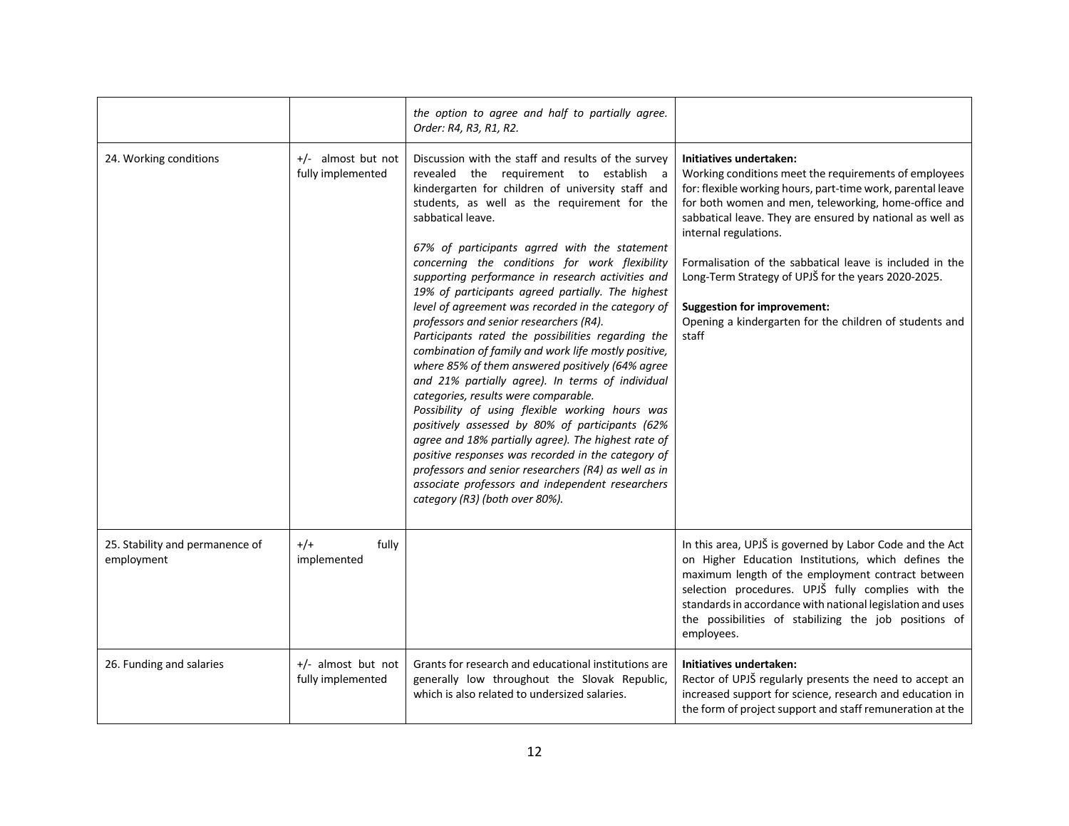| | | | |
|---|---|---|---|
| | | *the option to agree and half to partially agree. Order: R4, R3, R1, R2.* | |
| 24. Working conditions | +/- almost but not fully implemented | Discussion with the staff and results of the survey revealed the requirement to establish a kindergarten for children of university staff and students, as well as the requirement for the sabbatical leave.<br><br>*67% of participants agrred with the statement concerning the conditions for work flexibility supporting performance in research activities and 19% of participants agreed partially. The highest level of agreement was recorded in the category of professors and senior researchers (R4).*<br>*Participants rated the possibilities regarding the combination of family and work life mostly positive, where 85% of them answered positively (64% agree and 21% partially agree). In terms of individual categories, results were comparable.*<br>*Possibility of using flexible working hours was positively assessed by 80% of participants (62% agree and 18% partially agree). The highest rate of positive responses was recorded in the category of professors and senior researchers (R4) as well as in associate professors and independent researchers category (R3) (both over 80%).* | **Initiatives undertaken:**<br>Working conditions meet the requirements of employees for: flexible working hours, part-time work, parental leave for both women and men, teleworking, home-office and sabbatical leave. They are ensured by national as well as internal regulations.<br><br>Formalisation of the sabbatical leave is included in the Long-Term Strategy of UPJŠ for the years 2020-2025.<br><br>**Suggestion for improvement:**<br>Opening a kindergarten for the children of students and staff |
| 25. Stability and permanence of employment | +/+ fully implemented | | In this area, UPJŠ is governed by Labor Code and the Act on Higher Education Institutions, which defines the maximum length of the employment contract between selection procedures. UPJŠ fully complies with the standards in accordance with national legislation and uses the possibilities of stabilizing the job positions of employees. |
| 26. Funding and salaries | +/- almost but not fully implemented | Grants for research and educational institutions are generally low throughout the Slovak Republic, which is also related to undersized salaries. | **Initiatives undertaken:**<br>Rector of UPJŠ regularly presents the need to accept an increased support for science, research and education in the form of project support and staff remuneration at the |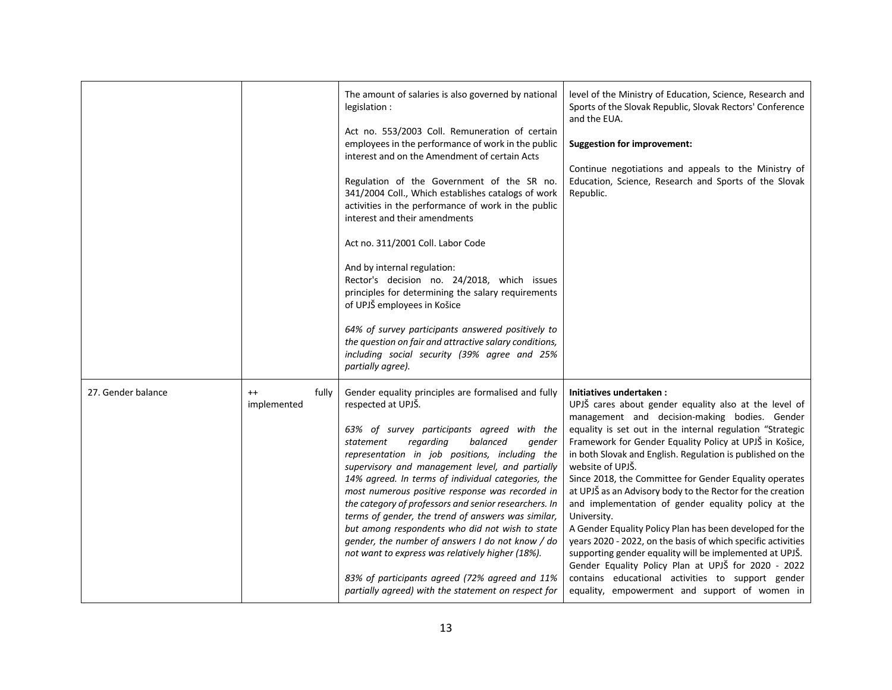| | | | |
|---|---|---|---|
| | | The amount of salaries is also governed by national legislation :<br><br>Act no. 553/2003 Coll. Remuneration of certain employees in the performance of work in the public interest and on the Amendment of certain Acts<br><br>Regulation of the Government of the SR no. 341/2004 Coll., Which establishes catalogs of work activities in the performance of work in the public interest and their amendments<br><br>Act no. 311/2001 Coll. Labor Code<br><br>And by internal regulation:<br>Rector's decision no. 24/2018, which issues principles for determining the salary requirements of UPJŠ employees in Košice<br><br>*64% of survey participants answered positively to the question on fair and attractive salary conditions, including social security (39% agree and 25% partially agree).* | level of the Ministry of Education, Science, Research and Sports of the Slovak Republic, Slovak Rectors' Conference and the EUA.<br><br>**Suggestion for improvement:**<br><br>Continue negotiations and appeals to the Ministry of Education, Science, Research and Sports of the Slovak Republic. |
| 27. Gender balance | ++ fully implemented | Gender equality principles are formalised and fully respected at UPJŠ.<br><br>*63% of survey participants agreed with the statement regarding balanced gender representation in job positions, including the supervisory and management level, and partially 14% agreed. In terms of individual categories, the most numerous positive response was recorded in the category of professors and senior researchers. In terms of gender, the trend of answers was similar, but among respondents who did not wish to state gender, the number of answers I do not know / do not want to express was relatively higher (18%).*<br><br>*83% of participants agreed (72% agreed and 11% partially agreed) with the statement on respect for* | **Initiatives undertaken :**<br>UPJŠ cares about gender equality also at the level of management and decision-making bodies. Gender equality is set out in the internal regulation "Strategic Framework for Gender Equality Policy at UPJŠ in Košice, in both Slovak and English. Regulation is published on the website of UPJŠ.<br>Since 2018, the Committee for Gender Equality operates at UPJŠ as an Advisory body to the Rector for the creation and implementation of gender equality policy at the University.<br>A Gender Equality Policy Plan has been developed for the years 2020 - 2022, on the basis of which specific activities supporting gender equality will be implemented at UPJŠ.<br>Gender Equality Policy Plan at UPJŠ for 2020 - 2022 contains educational activities to support gender equality, empowerment and support of women in |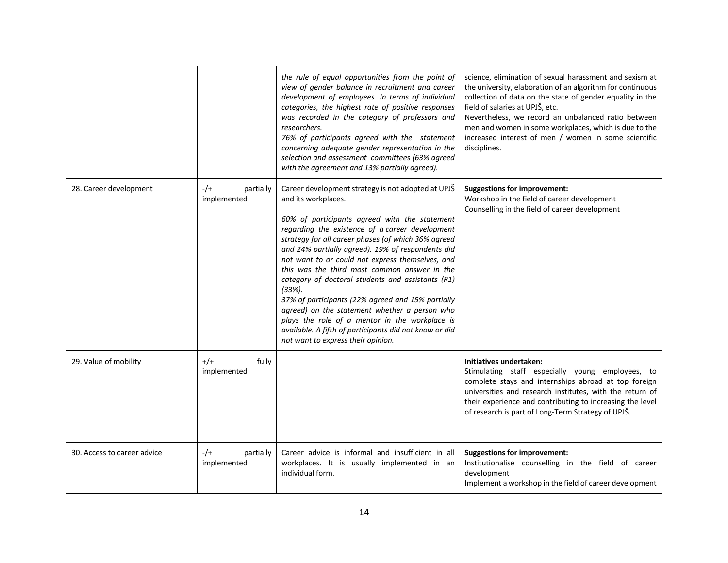| | | | |
|---|---|---|---|
| | | *the rule of equal opportunities from the point of view of gender balance in recruitment and career development of employees. In terms of individual categories, the highest rate of positive responses was recorded in the category of professors and researchers.*<br>*76% of participants agreed with the statement concerning adequate gender representation in the selection and assessment committees (63% agreed with the agreement and 13% partially agreed).* | science, elimination of sexual harassment and sexism at the university, elaboration of an algorithm for continuous collection of data on the state of gender equality in the field of salaries at UPJŠ, etc.<br>Nevertheless, we record an unbalanced ratio between men and women in some workplaces, which is due to the increased interest of men / women in some scientific disciplines. |
| 28. Career development | -/+ partially implemented | Career development strategy is not adopted at UPJŠ and its workplaces.<br><br>*60% of participants agreed with the statement regarding the existence of a career development strategy for all career phases (of which 36% agreed and 24% partially agreed). 19% of respondents did not want to or could not express themselves, and this was the third most common answer in the category of doctoral students and assistants (R1) (33%).*<br>*37% of participants (22% agreed and 15% partially agreed) on the statement whether a person who plays the role of a mentor in the workplace is available. A fifth of participants did not know or did not want to express their opinion.* | **Suggestions for improvement:**<br>Workshop in the field of career development<br>Counselling in the field of career development |
| 29. Value of mobility | +/+ fully implemented | | **Initiatives undertaken:**<br>Stimulating staff especially young employees, to complete stays and internships abroad at top foreign universities and research institutes, with the return of their experience and contributing to increasing the level of research is part of Long-Term Strategy of UPJŠ. |
| 30. Access to career advice | -/+ partially implemented | Career advice is informal and insufficient in all workplaces. It is usually implemented in an individual form. | **Suggestions for improvement:**<br>Institutionalise counselling in the field of career development<br>Implement a workshop in the field of career development |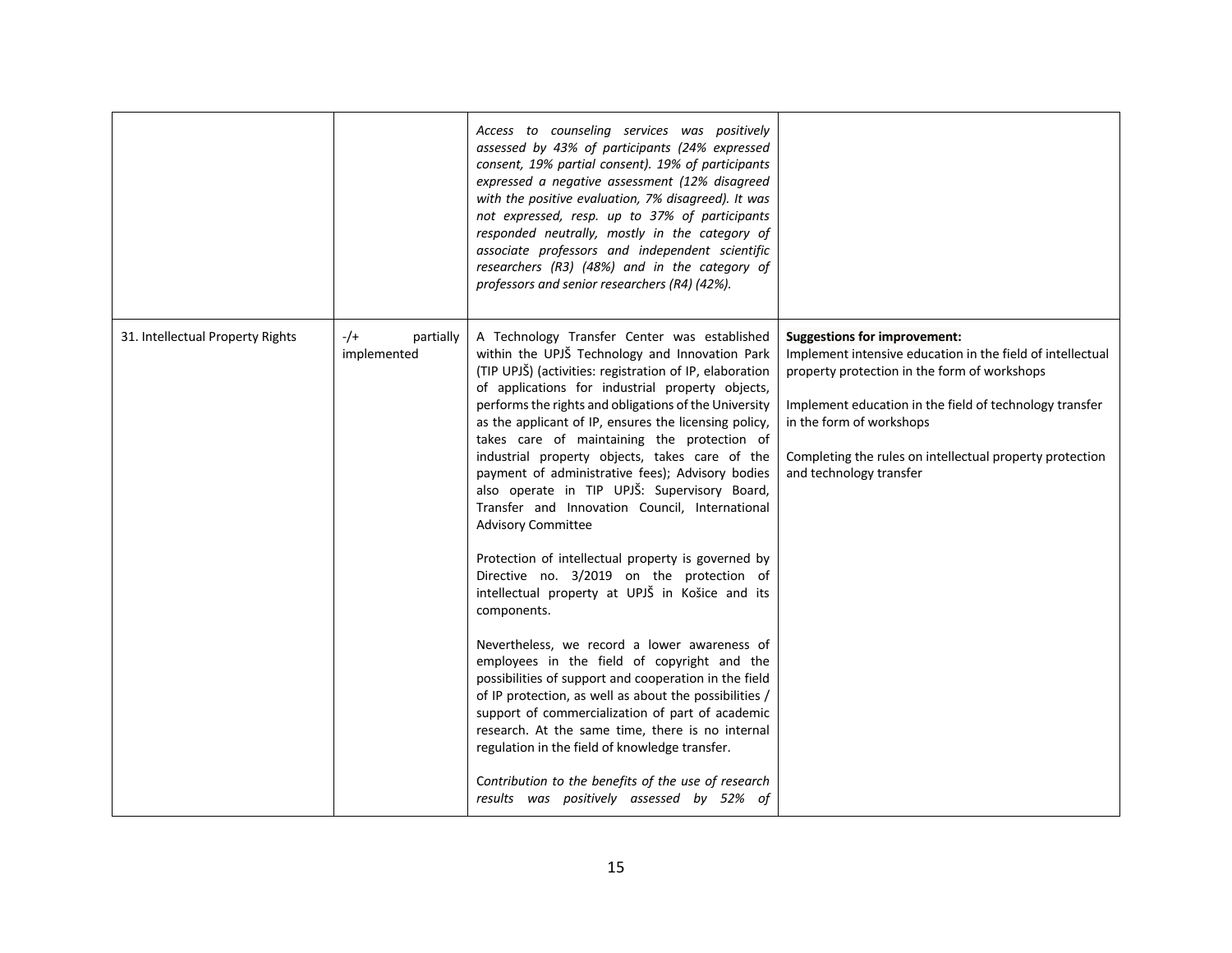| | | | |
|---|---|---|---|
| | | *Access to counseling services was positively assessed by 43% of participants (24% expressed consent, 19% partial consent). 19% of participants expressed a negative assessment (12% disagreed with the positive evaluation, 7% disagreed). It was not expressed, resp. up to 37% of participants responded neutrally, mostly in the category of associate professors and independent scientific researchers (R3) (48%) and in the category of professors and senior researchers (R4) (42%).* | |
| 31. Intellectual Property Rights | -/+ partially implemented | A Technology Transfer Center was established within the UPJŠ Technology and Innovation Park (TIP UPJŠ) (activities: registration of IP, elaboration of applications for industrial property objects, performs the rights and obligations of the University as the applicant of IP, ensures the licensing policy, takes care of maintaining the protection of industrial property objects, takes care of the payment of administrative fees); Advisory bodies also operate in TIP UPJŠ: Supervisory Board, Transfer and Innovation Council, International Advisory Committee<br><br>Protection of intellectual property is governed by Directive no. 3/2019 on the protection of intellectual property at UPJŠ in Košice and its components.<br><br>Nevertheless, we record a lower awareness of employees in the field of copyright and the possibilities of support and cooperation in the field of IP protection, as well as about the possibilities / support of commercialization of part of academic research. At the same time, there is no internal regulation in the field of knowledge transfer.<br><br>*Contribution to the benefits of the use of research results was positively assessed by 52% of* | **Suggestions for improvement:**<br>Implement intensive education in the field of intellectual property protection in the form of workshops<br><br>Implement education in the field of technology transfer in the form of workshops<br><br>Completing the rules on intellectual property protection and technology transfer |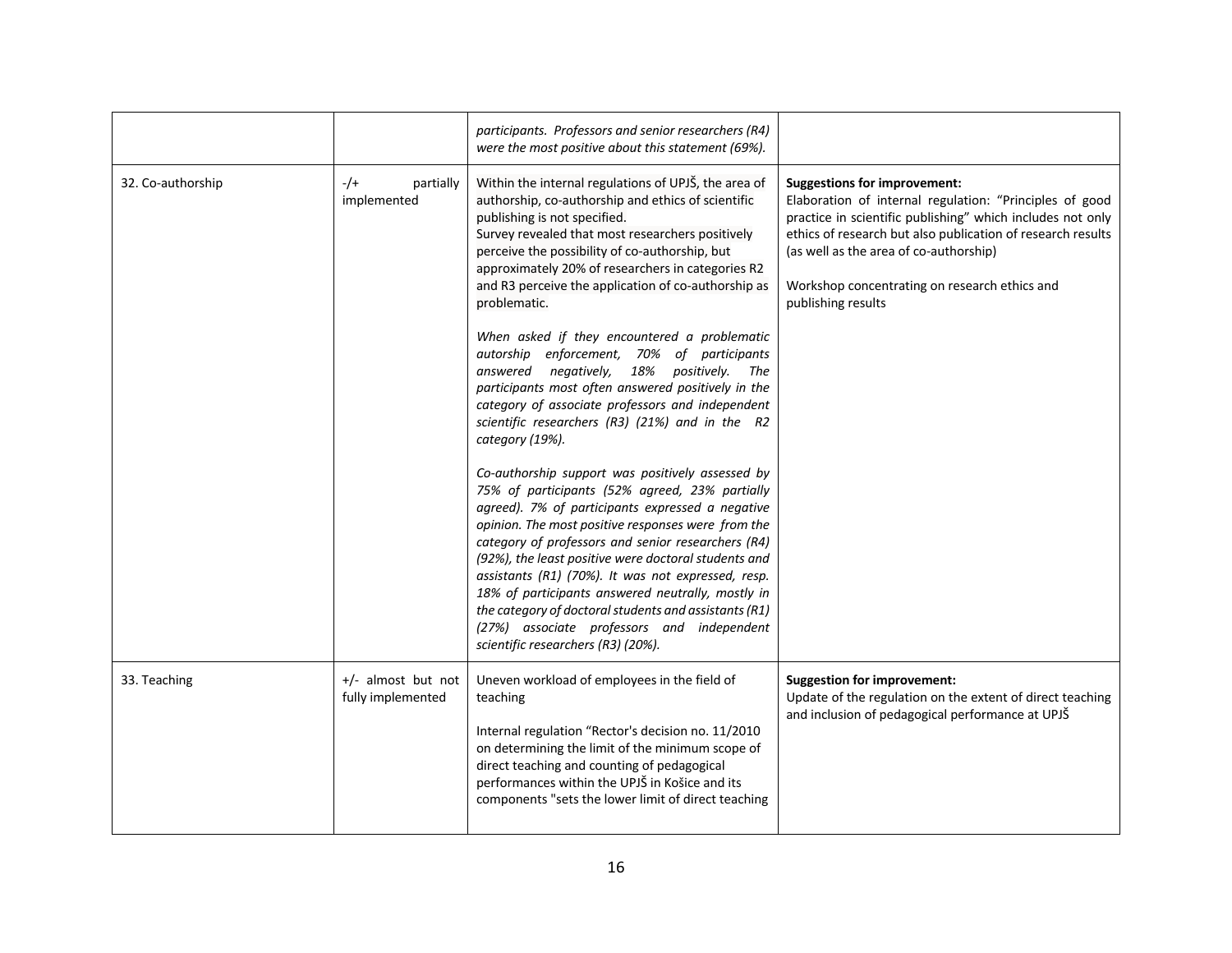| | | | |
|---|---|---|---|
| | | *participants. Professors and senior researchers (R4) were the most positive about this statement (69%).* | |
| 32. Co-authorship | -/+ partially implemented | Within the internal regulations of UPJŠ, the area of authorship, co-authorship and ethics of scientific publishing is not specified.<br>Survey revealed that most researchers positively perceive the possibility of co-authorship, but approximately 20% of researchers in categories R2 and R3 perceive the application of co-authorship as problematic.<br><br>*When asked if they encountered a problematic autorship enforcement, 70% of participants answered negatively, 18% positively. The participants most often answered positively in the category of associate professors and independent scientific researchers (R3) (21%) and in the R2 category (19%).*<br><br>*Co-authorship support was positively assessed by 75% of participants (52% agreed, 23% partially agreed). 7% of participants expressed a negative opinion. The most positive responses were from the category of professors and senior researchers (R4) (92%), the least positive were doctoral students and assistants (R1) (70%). It was not expressed, resp. 18% of participants answered neutrally, mostly in the category of doctoral students and assistants (R1) (27%) associate professors and independent scientific researchers (R3) (20%).* | **Suggestions for improvement:**<br>Elaboration of internal regulation: "Principles of good practice in scientific publishing" which includes not only ethics of research but also publication of research results (as well as the area of co-authorship)<br><br>Workshop concentrating on research ethics and publishing results |
| 33. Teaching | +/- almost but not fully implemented | Uneven workload of employees in the field of teaching<br><br>Internal regulation "Rector's decision no. 11/2010 on determining the limit of the minimum scope of direct teaching and counting of pedagogical performances within the UPJŠ in Košice and its components "sets the lower limit of direct teaching | **Suggestion for improvement:**<br>Update of the regulation on the extent of direct teaching and inclusion of pedagogical performance at UPJŠ |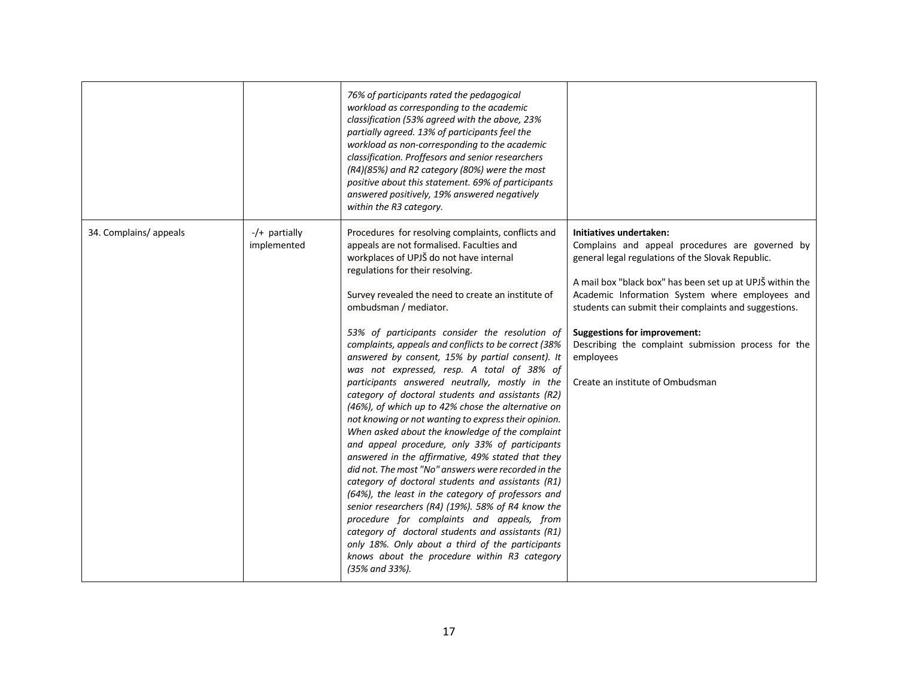| | | | |
|---|---|---|---|
| | | *76% of participants rated the pedagogical workload as corresponding to the academic classification (53% agreed with the above, 23% partially agreed. 13% of participants feel the workload as non-corresponding to the academic classification. Proffesors and senior researchers (R4)(85%) and R2 category (80%) were the most positive about this statement. 69% of participants answered positively, 19% answered negatively within the R3 category.* | |
| 34. Complains/ appeals | -/+ partially implemented | Procedures for resolving complaints, conflicts and appeals are not formalised. Faculties and workplaces of UPJŠ do not have internal regulations for their resolving.<br><br>Survey revealed the need to create an institute of ombudsman / mediator.<br><br>*53% of participants consider the resolution of complaints, appeals and conflicts to be correct (38% answered by consent, 15% by partial consent). It was not expressed, resp. A total of 38% of participants answered neutrally, mostly in the category of doctoral students and assistants (R2) (46%), of which up to 42% chose the alternative on not knowing or not wanting to express their opinion. When asked about the knowledge of the complaint and appeal procedure, only 33% of participants answered in the affirmative, 49% stated that they did not. The most "No" answers were recorded in the category of doctoral students and assistants (R1) (64%), the least in the category of professors and senior researchers (R4) (19%). 58% of R4 know the procedure for complaints and appeals, from category of doctoral students and assistants (R1) only 18%. Only about a third of the participants knows about the procedure within R3 category (35% and 33%).* | **Initiatives undertaken:**<br>Complains and appeal procedures are governed by general legal regulations of the Slovak Republic.<br><br>A mail box "black box" has been set up at UPJŠ within the Academic Information System where employees and students can submit their complaints and suggestions.<br><br>**Suggestions for improvement:**<br>Describing the complaint submission process for the employees<br><br>Create an institute of Ombudsman |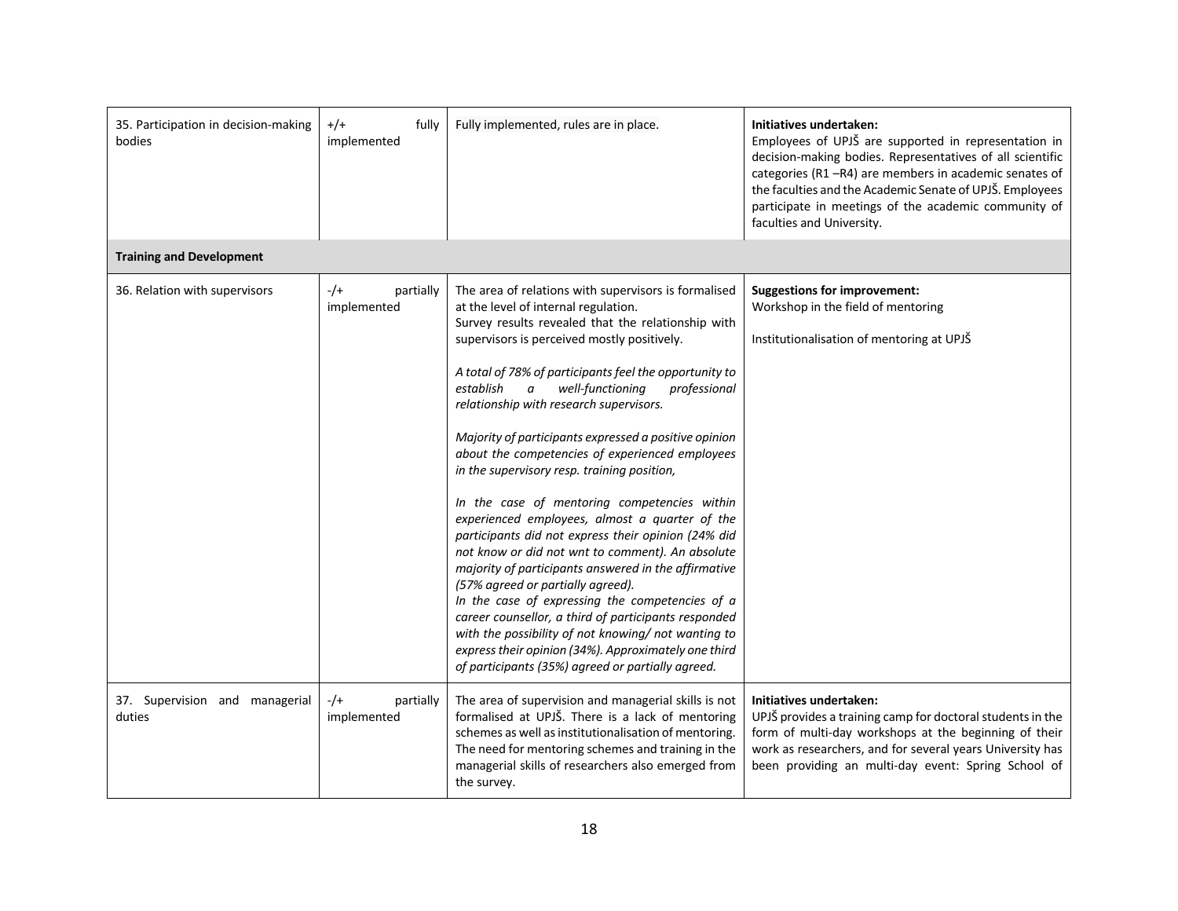| | | | |
|---|---|---|---|
| 35. Participation in decision-making bodies | +/+ fully implemented | Fully implemented, rules are in place. | **Initiatives undertaken:**<br>Employees of UPJŠ are supported in representation in decision-making bodies. Representatives of all scientific categories (R1 –R4) are members in academic senates of the faculties and the Academic Senate of UPJŠ. Employees participate in meetings of the academic community of faculties and University. |
| **Training and Development** | | | |
| 36. Relation with supervisors | -/+ partially implemented | The area of relations with supervisors is formalised at the level of internal regulation.<br>Survey results revealed that the relationship with supervisors is perceived mostly positively.<br><br>*A total of 78% of participants feel the opportunity to establish a well-functioning professional relationship with research supervisors.*<br><br>*Majority of participants expressed a positive opinion about the competencies of experienced employees in the supervisory resp. training position,*<br><br>*In the case of mentoring competencies within experienced employees, almost a quarter of the participants did not express their opinion (24% did not know or did not wnt to comment). An absolute majority of participants answered in the affirmative (57% agreed or partially agreed).*<br>*In the case of expressing the competencies of a career counsellor, a third of participants responded with the possibility of not knowing/ not wanting to express their opinion (34%). Approximately one third of participants (35%) agreed or partially agreed.* | **Suggestions for improvement:**<br>Workshop in the field of mentoring<br><br>Institutionalisation of mentoring at UPJŠ |
| 37. Supervision and managerial duties | -/+ partially implemented | The area of supervision and managerial skills is not formalised at UPJŠ. There is a lack of mentoring schemes as well as institutionalisation of mentoring. The need for mentoring schemes and training in the managerial skills of researchers also emerged from the survey. | **Initiatives undertaken:**<br>UPJŠ provides a training camp for doctoral students in the form of multi-day workshops at the beginning of their work as researchers, and for several years University has been providing an multi-day event: Spring School of |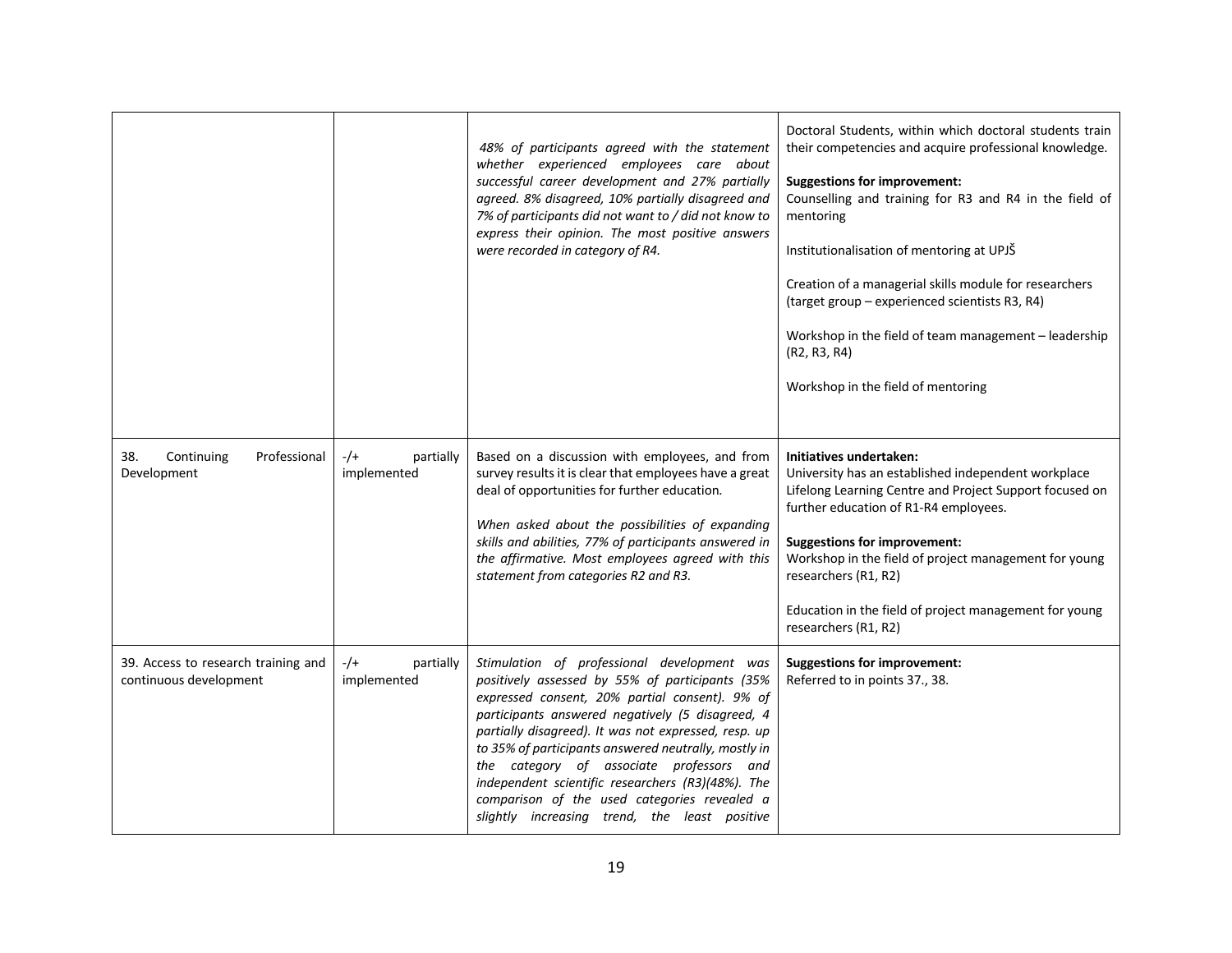|  |  |  |  |
|---|---|---|---|
|  |  | *48% of participants agreed with the statement whether experienced employees care about successful career development and 27% partially agreed. 8% disagreed, 10% partially disagreed and 7% of participants did not want to / did not know to express their opinion. The most positive answers were recorded in category of R4.* | Doctoral Students, within which doctoral students train their competencies and acquire professional knowledge.<br><br>**Suggestions for improvement:**<br>Counselling and training for R3 and R4 in the field of mentoring<br><br>Institutionalisation of mentoring at UPJŠ<br><br>Creation of a managerial skills module for researchers (target group – experienced scientists R3, R4)<br><br>Workshop in the field of team management – leadership (R2, R3, R4)<br><br>Workshop in the field of mentoring |
| 38. Continuing Professional Development | -/+ partially implemented | Based on a discussion with employees, and from survey results it is clear that employees have a great deal of opportunities for further education.<br><br>*When asked about the possibilities of expanding skills and abilities, 77% of participants answered in the affirmative. Most employees agreed with this statement from categories R2 and R3.* | **Initiatives undertaken:**<br>University has an established independent workplace Lifelong Learning Centre and Project Support focused on further education of R1-R4 employees.<br><br>**Suggestions for improvement:**<br>Workshop in the field of project management for young researchers (R1, R2)<br><br>Education in the field of project management for young researchers (R1, R2) |
| 39. Access to research training and continuous development | -/+ partially implemented | *Stimulation of professional development was positively assessed by 55% of participants (35% expressed consent, 20% partial consent). 9% of participants answered negatively (5 disagreed, 4 partially disagreed). It was not expressed, resp. up to 35% of participants answered neutrally, mostly in the category of associate professors and independent scientific researchers (R3)(48%). The comparison of the used categories revealed a slightly increasing trend, the least positive* | **Suggestions for improvement:**<br>Referred to in points 37., 38. |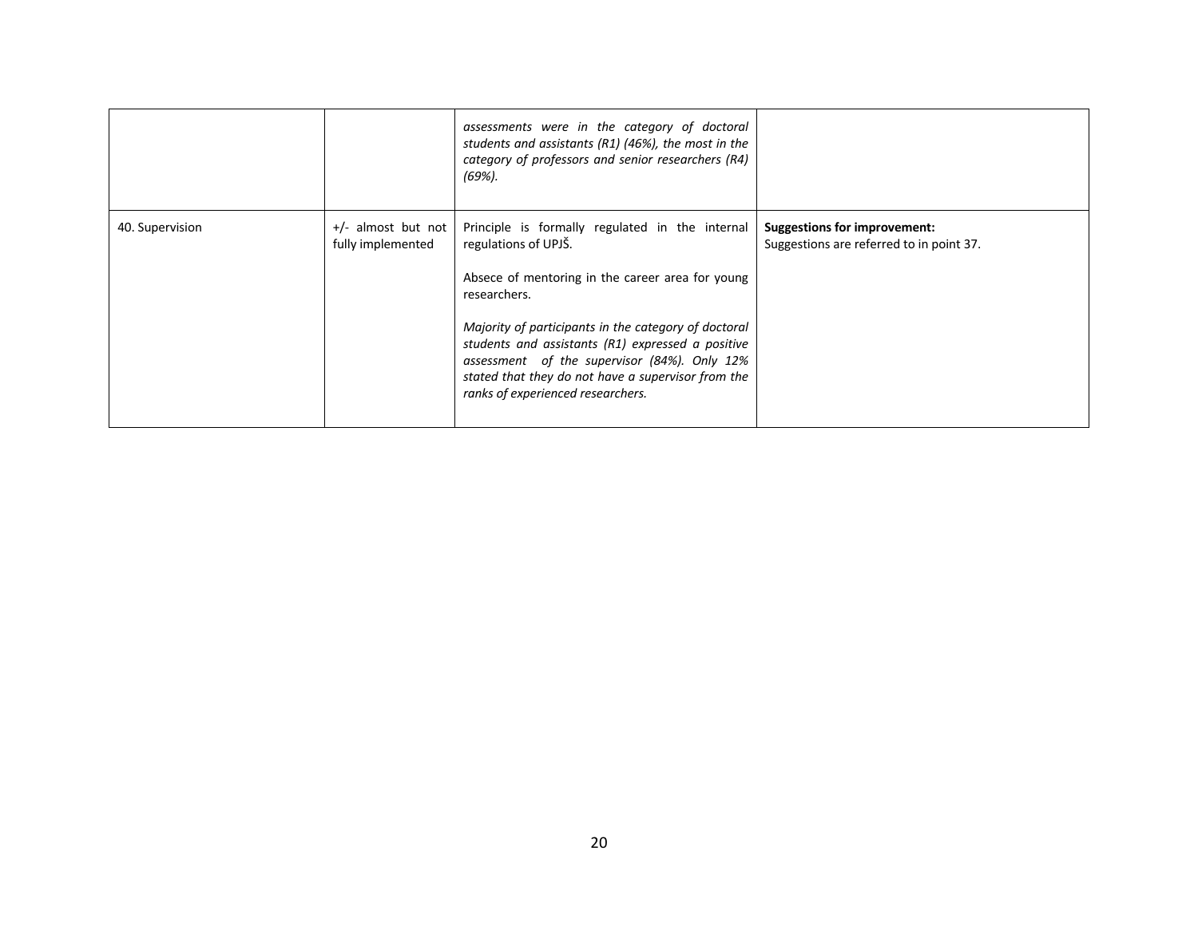| | | | |
|---|---|---|---|
| | | *assessments were in the category of doctoral students and assistants (R1) (46%), the most in the category of professors and senior researchers (R4) (69%).* | |
| 40. Supervision | +/- almost but not fully implemented | Principle is formally regulated in the internal regulations of UPJŠ.<br><br>Absece of mentoring in the career area for young researchers.<br><br>*Majority of participants in the category of doctoral students and assistants (R1) expressed a positive assessment of the supervisor (84%). Only 12% stated that they do not have a supervisor from the ranks of experienced researchers.* | **Suggestions for improvement:**<br>Suggestions are referred to in point 37. |